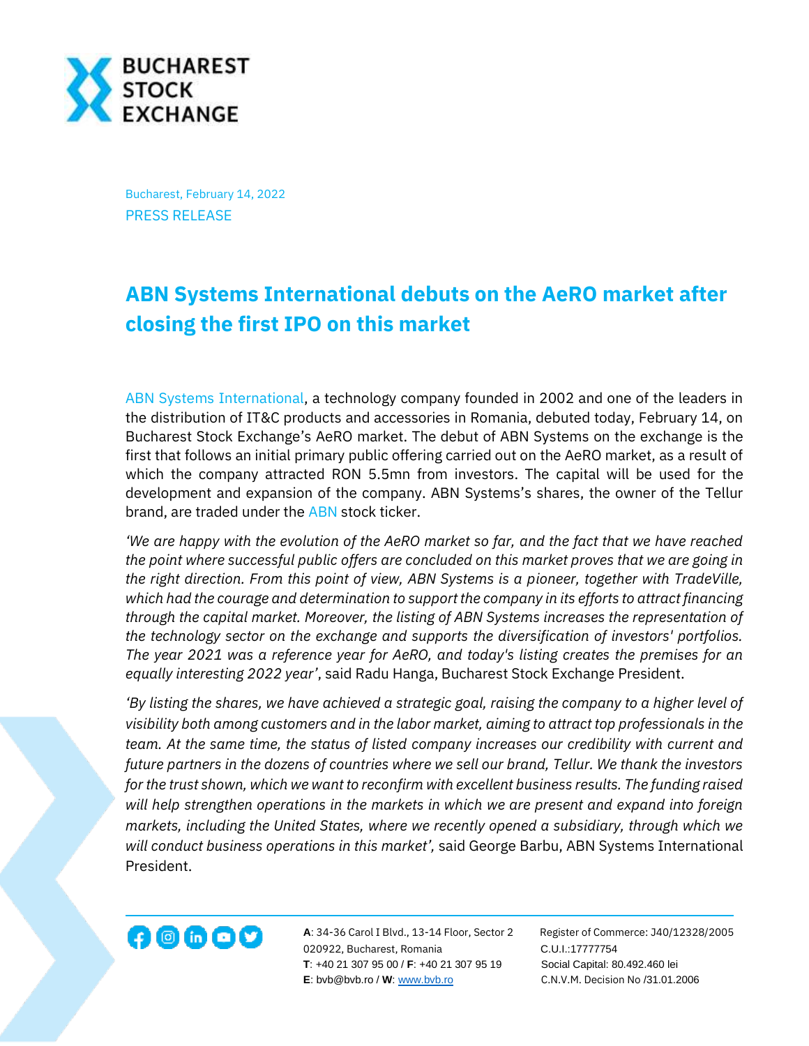Bucharest, February 14, 2022

PRESS RELEASE

# ABN Systems International debuts on the AeRO market after closing the first IPO on this market

ABN Systems International, a technology company founded in 2002 and one of the leaders in the distribution of IT&C products and accessories in Romania, debuted today, February 14, on Bucharest Stock Exchange's AeRO market. The debut of ABN Systems on the exchange is the first that follows an initial primary public offering carried out on the AeRO market, as a result of which the company attracted RON 5.5mn from investors. The capital will be used for the development and expansion of the company. ABN Systems's shares, the owner of the Tellur brand, are traded under the ABN stock ticker.

*'We are happy with the evolution of the AeRO market so far, and the fact that we have reached the point where successful public offers are concluded on this market proves that we are going in the right direction. From this point of view, ABN Systems is a pioneer, together with TradeVille, which had the courage and determination to support the company in its efforts to attract financing through the capital market. Moreover, the listing of ABN Systems increases the representation of the technology sector on the exchange and supports the diversification of investors' portfolios. The year 2021 was a reference year for AeRO, and today's listing creates the premises for an equally interesting 2022 year'*, said Radu Hanga, Bucharest Stock Exchange President.

*'By listing the shares, we have achieved a strategic goal, raising the company to a higher level of visibility both among customers and in the labor market, aiming to attract top professionals in the team. At the same time, the status of listed company increases our credibility with current and future partners in the dozens of countries where we sell our brand, Tellur. We thank the investors for the trust shown, which we want to reconfirm with excellent business results. The funding raised will help strengthen operations in the markets in which we are present and expand into foreign markets, including the United States, where we recently opened a subsidiary, through which we will conduct business operations in this market'*, said George Barbu, ABN Systems International President.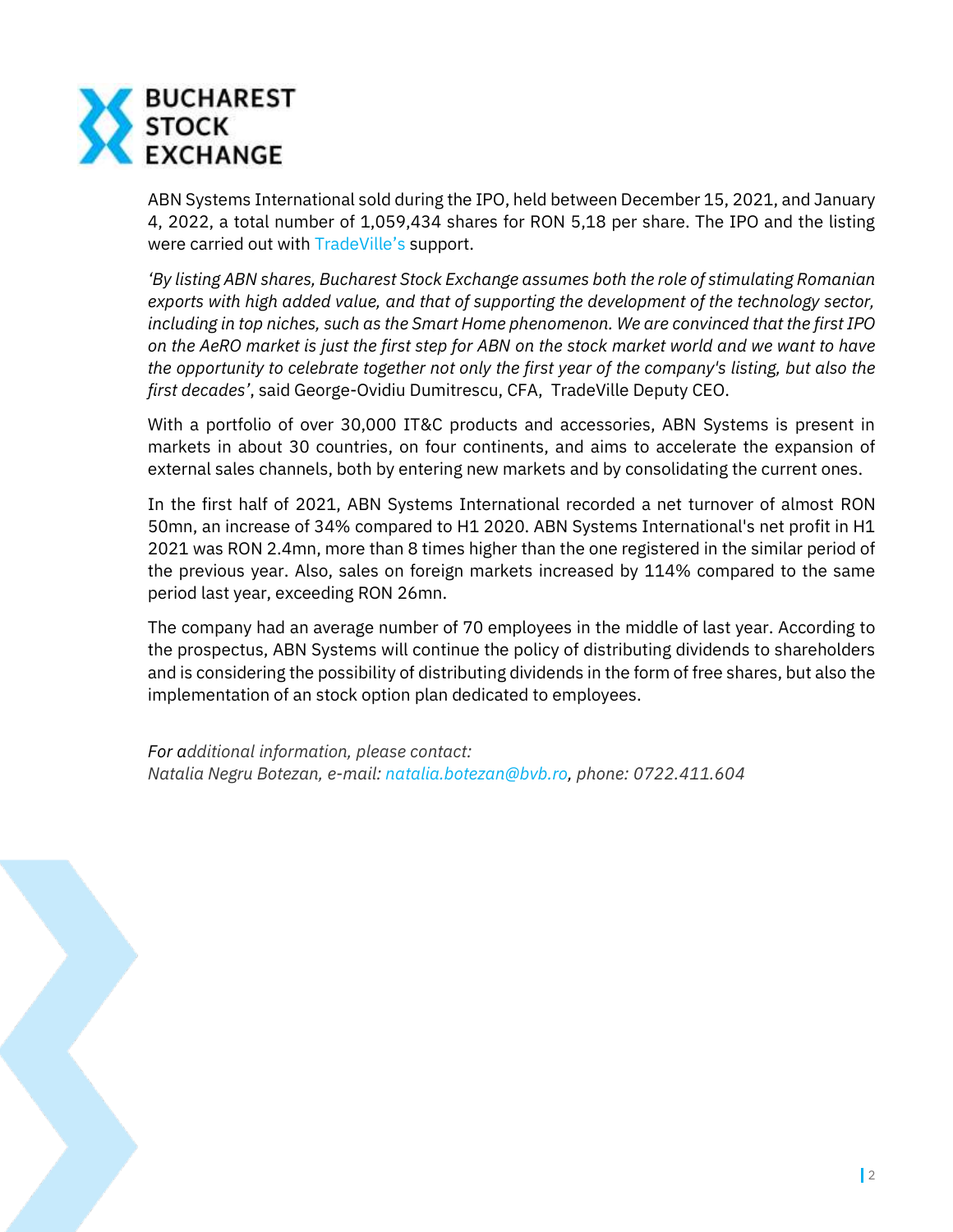ABN Systems International sold during the IPO, held between December 15, 2021, and January 4, 2022, a total number of 1,059,434 shares for RON 5,18 per share. The IPO and the listing were carried out with TradeVille's support.

*'By listing ABN shares, Bucharest Stock Exchange assumes both the role of stimulating Romanian exports with high added value, and that of supporting the development of the technology sector, including in top niches, such as the Smart Home phenomenon. We are convinced that the first IPO on the AeRO market is just the first step for ABN on the stock market world and we want to have the opportunity to celebrate together not only the first year of the company's listing, but also the first decades'*, said George-Ovidiu Dumitrescu, CFA, TradeVille Deputy CEO.

With a portfolio of over 30,000 IT&C products and accessories, ABN Systems is present in markets in about 30 countries, on four continents, and aims to accelerate the expansion of external sales channels, both by entering new markets and by consolidating the current ones.

In the first half of 2021, ABN Systems International recorded a net turnover of almost RON 50mn, an increase of 34% compared to H1 2020. ABN Systems International's net profit in H1 2021 was RON 2.4mn, more than 8 times higher than the one registered in the similar period of the previous year. Also, sales on foreign markets increased by 114% compared to the same period last year, exceeding RON 26mn.

The company had an average number of 70 employees in the middle of last year. According to the prospectus, ABN Systems will continue the policy of distributing dividends to shareholders and is considering the possibility of distributing dividends in the form of free shares, but also the implementation of an stock option plan dedicated to employees.

*For additional information, please contact:*
*Natalia Negru Botezan, e-mail: natalia.botezan@bvb.ro, phone: 0722.411.604*